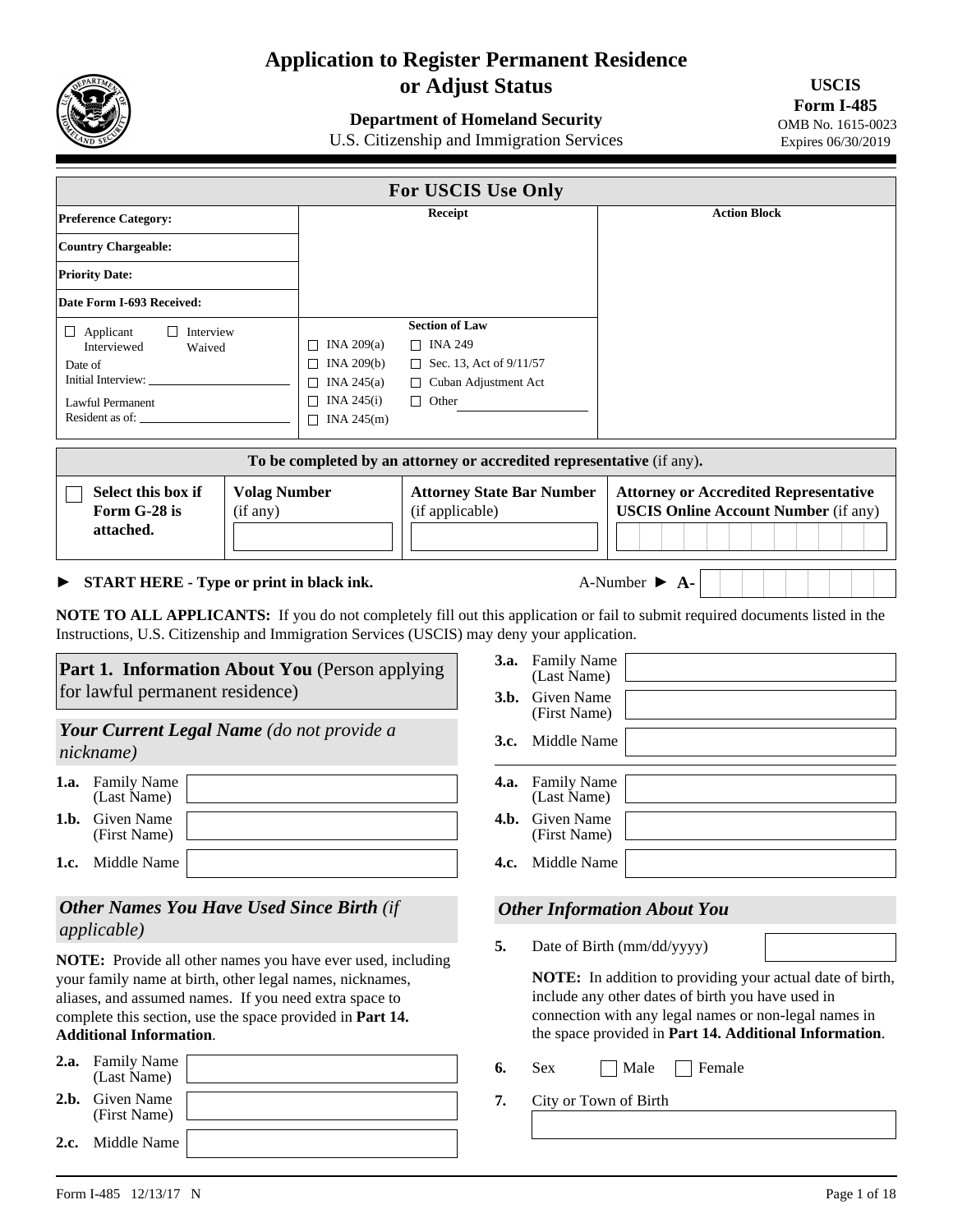# Application to Register Permanent Residence or Adjust Status

**Department of Homeland Security**
U.S. Citizenship and Immigration Services

**USCIS Form I-485**
OMB No. 1615-0023
Expires 06/30/2019

| For USCIS Use Only | | |
|---|---|---|
| **Preference Category:** | **Receipt** | **Action Block** |
| **Country Chargeable:** | | |
| **Priority Date:** | | |
| **Date Form I-693 Received:** | | |
| ☐ Applicant Interviewed ☐ Interview Waived<br>Date of Initial Interview: ____<br>Lawful Permanent Resident as of: ____ | **Section of Law**<br>☐ INA 209(a) ☐ INA 249<br>☐ INA 209(b) ☐ Sec. 13, Act of 9/11/57<br>☐ INA 245(a) ☐ Cuban Adjustment Act<br>☐ INA 245(i) ☐ Other ____<br>☐ INA 245(m) | |

| To be completed by an attorney or accredited representative (if any). | | | |
|---|---|---|---|
| ☐ **Select this box if Form G-28 is attached.** | **Volag Number** (if any) | **Attorney State Bar Number** (if applicable) | **Attorney or Accredited Representative USCIS Online Account Number** (if any) |

► **START HERE - Type or print in black ink.**

A-Number ► **A-**

**NOTE TO ALL APPLICANTS:** If you do not completely fill out this application or fail to submit required documents listed in the Instructions, U.S. Citizenship and Immigration Services (USCIS) may deny your application.

## Part 1. Information About You (Person applying for lawful permanent residence)

### *Your Current Legal Name (do not provide a nickname)*

**1.a.** Family Name (Last Name)

**1.b.** Given Name (First Name)

**1.c.** Middle Name

### *Other Names You Have Used Since Birth (if applicable)*

**NOTE:** Provide all other names you have ever used, including your family name at birth, other legal names, nicknames, aliases, and assumed names. If you need extra space to complete this section, use the space provided in **Part 14. Additional Information**.

**2.a.** Family Name (Last Name)

**2.b.** Given Name (First Name)

**2.c.** Middle Name

**3.a.** Family Name (Last Name)

**3.b.** Given Name (First Name)

**3.c.** Middle Name

**4.a.** Family Name (Last Name)

**4.b.** Given Name (First Name)

**4.c.** Middle Name

### *Other Information About You*

**5.** Date of Birth (mm/dd/yyyy)

**NOTE:** In addition to providing your actual date of birth, include any other dates of birth you have used in connection with any legal names or non-legal names in the space provided in **Part 14. Additional Information**.

**6.** Sex ☐ Male ☐ Female

**7.** City or Town of Birth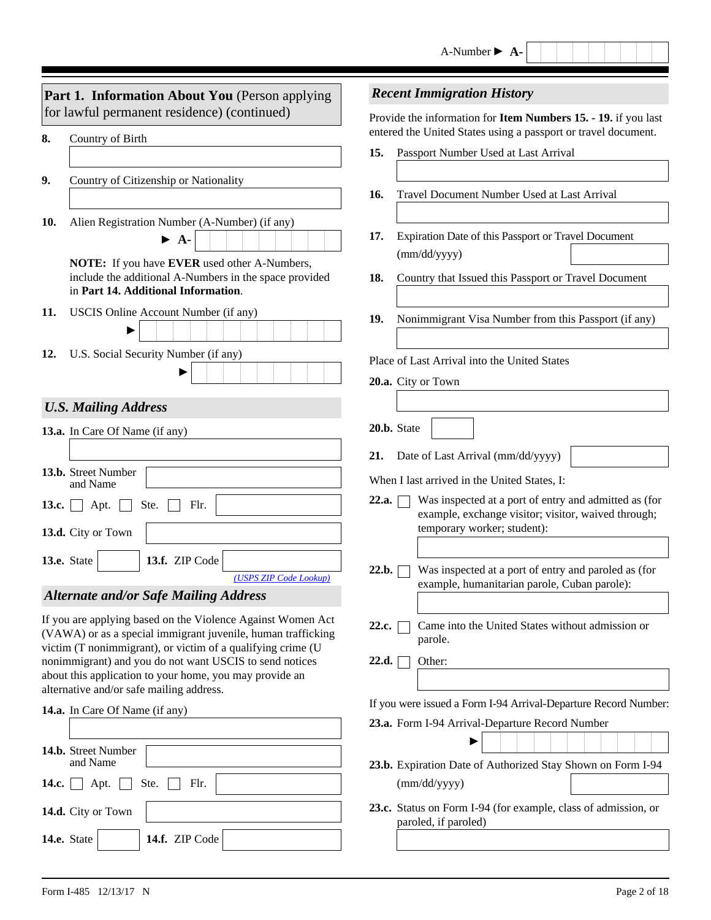A-Number ► A-

## Part 1. Information About You (Person applying for lawful permanent residence) (continued)

**8.** Country of Birth

**9.** Country of Citizenship or Nationality

**10.** Alien Registration Number (A-Number) (if any) ► A-

**NOTE:** If you have **EVER** used other A-Numbers, include the additional A-Numbers in the space provided in **Part 14. Additional Information**.

**11.** USCIS Online Account Number (if any) ►

**12.** U.S. Social Security Number (if any) ►

### *U.S. Mailing Address*

**13.a.** In Care Of Name (if any)

**13.b.** Street Number and Name

**13.c.** ☐ Apt. ☐ Ste. ☐ Flr.

**13.d.** City or Town

**13.e.** State **13.f.** ZIP Code

*(USPS ZIP Code Lookup)*

### *Alternate and/or Safe Mailing Address*

If you are applying based on the Violence Against Women Act (VAWA) or as a special immigrant juvenile, human trafficking victim (T nonimmigrant), or victim of a qualifying crime (U nonimmigrant) and you do not want USCIS to send notices about this application to your home, you may provide an alternative and/or safe mailing address.

**14.a.** In Care Of Name (if any)

**14.b.** Street Number and Name

**14.c.** ☐ Apt. ☐ Ste. ☐ Flr.

**14.d.** City or Town

**14.e.** State **14.f.** ZIP Code

### *Recent Immigration History*

Provide the information for **Item Numbers 15. - 19.** if you last entered the United States using a passport or travel document.

**15.** Passport Number Used at Last Arrival

**16.** Travel Document Number Used at Last Arrival

**17.** Expiration Date of this Passport or Travel Document (mm/dd/yyyy)

**18.** Country that Issued this Passport or Travel Document

**19.** Nonimmigrant Visa Number from this Passport (if any)

Place of Last Arrival into the United States

**20.a.** City or Town

**20.b.** State

**21.** Date of Last Arrival (mm/dd/yyyy)

When I last arrived in the United States, I:

**22.a.** ☐ Was inspected at a port of entry and admitted as (for example, exchange visitor; visitor, waived through; temporary worker; student):

**22.b.** ☐ Was inspected at a port of entry and paroled as (for example, humanitarian parole, Cuban parole):

**22.c.** ☐ Came into the United States without admission or parole.

**22.d.** ☐ Other:

If you were issued a Form I-94 Arrival-Departure Record Number:

**23.a.** Form I-94 Arrival-Departure Record Number ►

**23.b.** Expiration Date of Authorized Stay Shown on Form I-94 (mm/dd/yyyy)

**23.c.** Status on Form I-94 (for example, class of admission, or paroled, if paroled)

Form I-485 12/13/17 N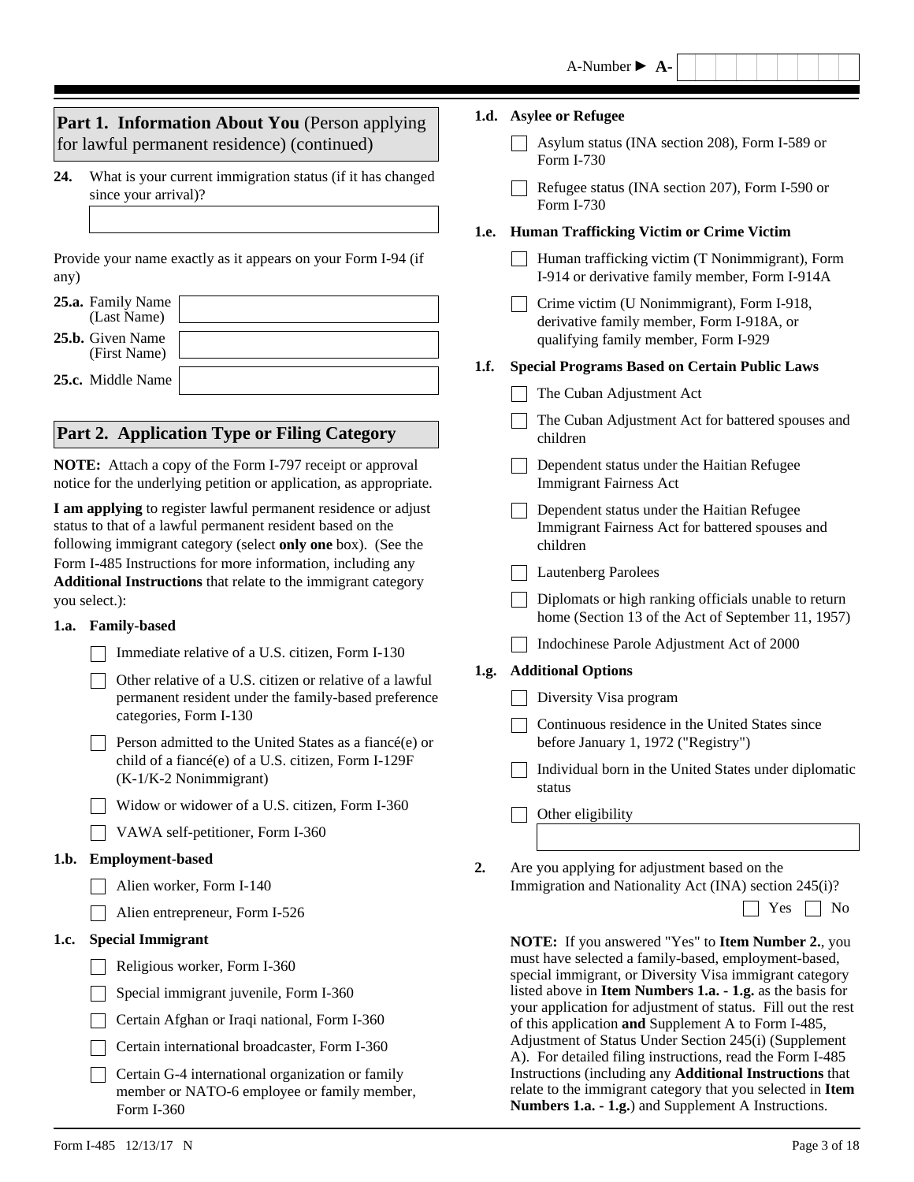A-Number ► A-

## Part 1. Information About You (Person applying for lawful permanent residence) (continued)

**24.** What is your current immigration status (if it has changed since your arrival)?

Provide your name exactly as it appears on your Form I-94 (if any)

**25.a.** Family Name (Last Name)

**25.b.** Given Name (First Name)

**25.c.** Middle Name

## Part 2. Application Type or Filing Category

**NOTE:** Attach a copy of the Form I-797 receipt or approval notice for the underlying petition or application, as appropriate.

**I am applying** to register lawful permanent residence or adjust status to that of a lawful permanent resident based on the following immigrant category (select **only one** box). (See the Form I-485 Instructions for more information, including any **Additional Instructions** that relate to the immigrant category you select.):

**1.a. Family-based**

- [ ] Immediate relative of a U.S. citizen, Form I-130
- [ ] Other relative of a U.S. citizen or relative of a lawful permanent resident under the family-based preference categories, Form I-130
- [ ] Person admitted to the United States as a fiancé(e) or child of a fiancé(e) of a U.S. citizen, Form I-129F (K-1/K-2 Nonimmigrant)
- [ ] Widow or widower of a U.S. citizen, Form I-360
- [ ] VAWA self-petitioner, Form I-360

**1.b. Employment-based**

- [ ] Alien worker, Form I-140
- [ ] Alien entrepreneur, Form I-526

**1.c. Special Immigrant**

- [ ] Religious worker, Form I-360
- [ ] Special immigrant juvenile, Form I-360
- [ ] Certain Afghan or Iraqi national, Form I-360
- [ ] Certain international broadcaster, Form I-360
- [ ] Certain G-4 international organization or family member or NATO-6 employee or family member, Form I-360

**1.d. Asylee or Refugee**

- [ ] Asylum status (INA section 208), Form I-589 or Form I-730
- [ ] Refugee status (INA section 207), Form I-590 or Form I-730

**1.e. Human Trafficking Victim or Crime Victim**

- [ ] Human trafficking victim (T Nonimmigrant), Form I-914 or derivative family member, Form I-914A
- [ ] Crime victim (U Nonimmigrant), Form I-918, derivative family member, Form I-918A, or qualifying family member, Form I-929

**1.f. Special Programs Based on Certain Public Laws**

- [ ] The Cuban Adjustment Act
- [ ] The Cuban Adjustment Act for battered spouses and children
- [ ] Dependent status under the Haitian Refugee Immigrant Fairness Act
- [ ] Dependent status under the Haitian Refugee Immigrant Fairness Act for battered spouses and children
- [ ] Lautenberg Parolees
- [ ] Diplomats or high ranking officials unable to return home (Section 13 of the Act of September 11, 1957)
- [ ] Indochinese Parole Adjustment Act of 2000

**1.g. Additional Options**

- [ ] Diversity Visa program
- [ ] Continuous residence in the United States since before January 1, 1972 ("Registry")
- [ ] Individual born in the United States under diplomatic status
- [ ] Other eligibility

**2.** Are you applying for adjustment based on the Immigration and Nationality Act (INA) section 245(i)?

- [ ] Yes
- [ ] No

**NOTE:** If you answered "Yes" to **Item Number 2.**, you must have selected a family-based, employment-based, special immigrant, or Diversity Visa immigrant category listed above in **Item Numbers 1.a. - 1.g.** as the basis for your application for adjustment of status. Fill out the rest of this application **and** Supplement A to Form I-485, Adjustment of Status Under Section 245(i) (Supplement A). For detailed filing instructions, read the Form I-485 Instructions (including any **Additional Instructions** that relate to the immigrant category that you selected in **Item Numbers 1.a. - 1.g.**) and Supplement A Instructions.

Form I-485 12/13/17 N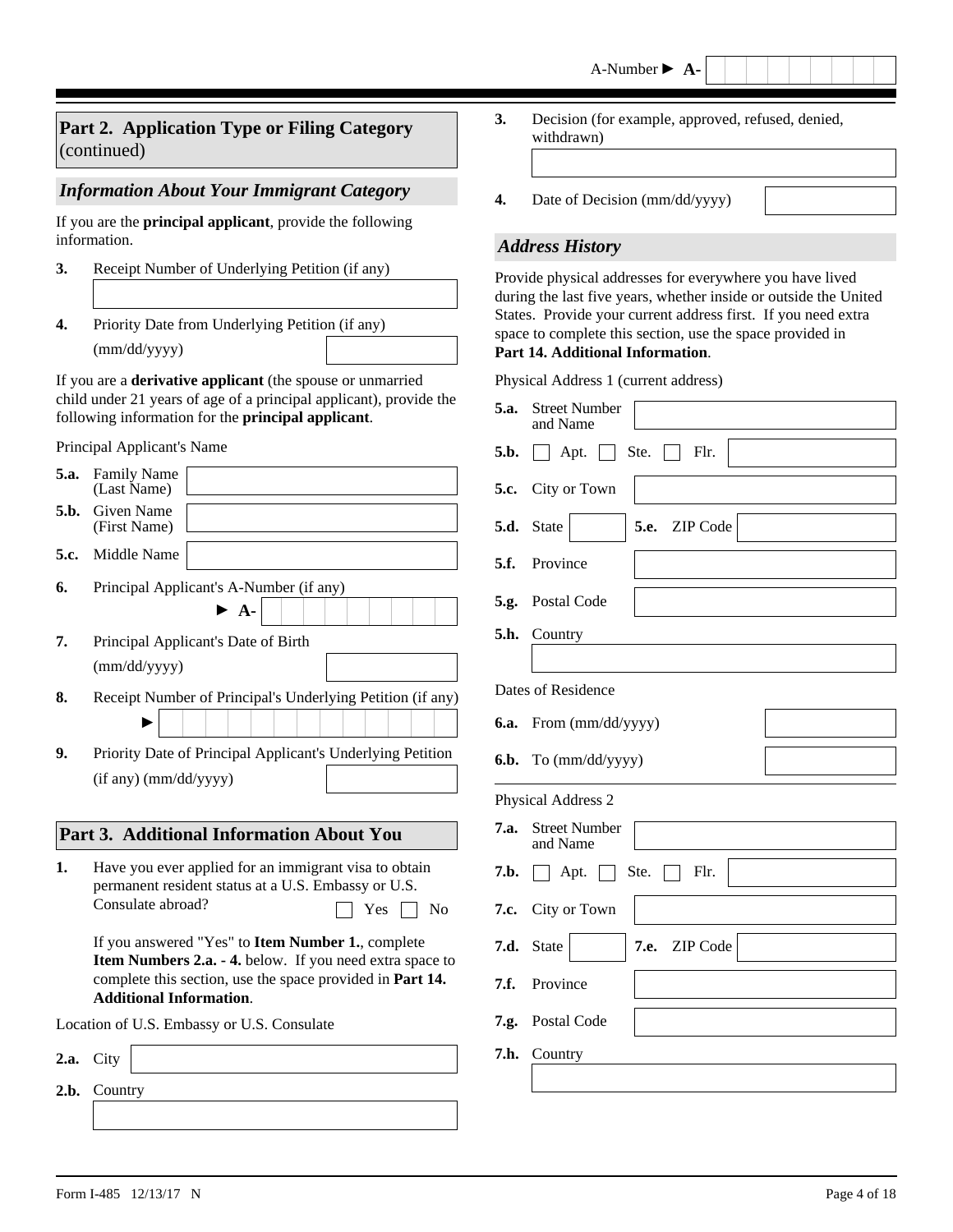A-Number ► A-

## Part 2. Application Type or Filing Category (continued)

### *Information About Your Immigrant Category*

If you are the **principal applicant**, provide the following information.

**3.** Receipt Number of Underlying Petition (if any)

**4.** Priority Date from Underlying Petition (if any) (mm/dd/yyyy)

If you are a **derivative applicant** (the spouse or unmarried child under 21 years of age of a principal applicant), provide the following information for the **principal applicant**.

Principal Applicant's Name

**5.a.** Family Name (Last Name)

**5.b.** Given Name (First Name)

**5.c.** Middle Name

**6.** Principal Applicant's A-Number (if any) ► A-

**7.** Principal Applicant's Date of Birth (mm/dd/yyyy)

**8.** Receipt Number of Principal's Underlying Petition (if any) ►

**9.** Priority Date of Principal Applicant's Underlying Petition (if any) (mm/dd/yyyy)

## Part 3. Additional Information About You

**1.** Have you ever applied for an immigrant visa to obtain permanent resident status at a U.S. Embassy or U.S. Consulate abroad? ☐ Yes ☐ No

If you answered "Yes" to **Item Number 1.**, complete **Item Numbers 2.a. - 4.** below. If you need extra space to complete this section, use the space provided in **Part 14. Additional Information**.

Location of U.S. Embassy or U.S. Consulate

**2.a.** City

**2.b.** Country

**3.** Decision (for example, approved, refused, denied, withdrawn)

**4.** Date of Decision (mm/dd/yyyy)

### *Address History*

Provide physical addresses for everywhere you have lived during the last five years, whether inside or outside the United States. Provide your current address first. If you need extra space to complete this section, use the space provided in **Part 14. Additional Information**.

Physical Address 1 (current address)

**5.a.** Street Number and Name

**5.b.** ☐ Apt. ☐ Ste. ☐ Flr.

**5.c.** City or Town

**5.d.** State **5.e.** ZIP Code

**5.f.** Province

**5.g.** Postal Code

**5.h.** Country

Dates of Residence

**6.a.** From (mm/dd/yyyy)

**6.b.** To (mm/dd/yyyy)

Physical Address 2

**7.a.** Street Number and Name

**7.b.** ☐ Apt. ☐ Ste. ☐ Flr.

**7.c.** City or Town

**7.d.** State **7.e.** ZIP Code

**7.f.** Province

**7.g.** Postal Code

**7.h.** Country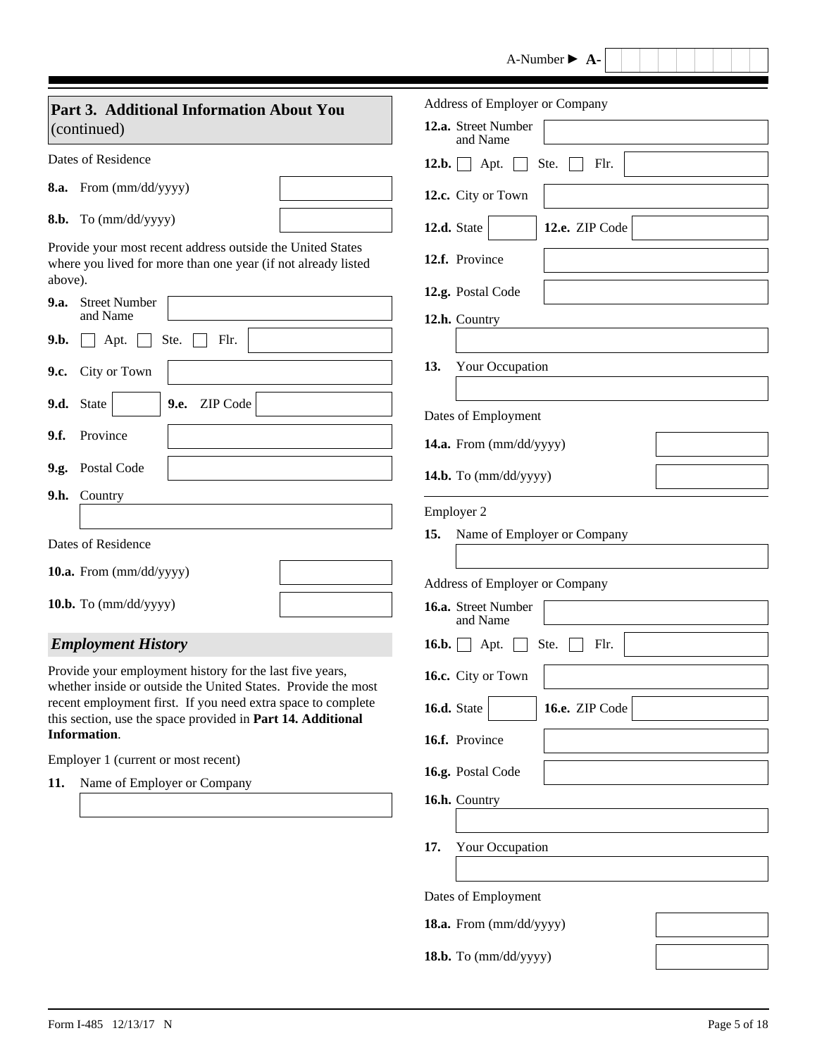A-Number ► A-

## Part 3. Additional Information About You (continued)

Dates of Residence

**8.a.** From (mm/dd/yyyy)

**8.b.** To (mm/dd/yyyy)

Provide your most recent address outside the United States where you lived for more than one year (if not already listed above).

**9.a.** Street Number and Name

**9.b.** ☐ Apt. ☐ Ste. ☐ Flr.

**9.c.** City or Town

**9.d.** State **9.e.** ZIP Code

**9.f.** Province

**9.g.** Postal Code

**9.h.** Country

Dates of Residence

**10.a.** From (mm/dd/yyyy)

**10.b.** To (mm/dd/yyyy)

### *Employment History*

Provide your employment history for the last five years, whether inside or outside the United States. Provide the most recent employment first. If you need extra space to complete this section, use the space provided in **Part 14. Additional Information**.

Employer 1 (current or most recent)

**11.** Name of Employer or Company

Address of Employer or Company

**12.a.** Street Number and Name

**12.b.** ☐ Apt. ☐ Ste. ☐ Flr.

**12.c.** City or Town

**12.d.** State **12.e.** ZIP Code

**12.f.** Province

**12.g.** Postal Code

**12.h.** Country

**13.** Your Occupation

Dates of Employment

**14.a.** From (mm/dd/yyyy)

**14.b.** To (mm/dd/yyyy)

Employer 2

**15.** Name of Employer or Company

Address of Employer or Company

**16.a.** Street Number and Name

**16.b.** ☐ Apt. ☐ Ste. ☐ Flr.

**16.c.** City or Town

**16.d.** State **16.e.** ZIP Code

**16.f.** Province

**16.g.** Postal Code

**16.h.** Country

**17.** Your Occupation

Dates of Employment

**18.a.** From (mm/dd/yyyy)

**18.b.** To (mm/dd/yyyy)

Form I-485 12/13/17 N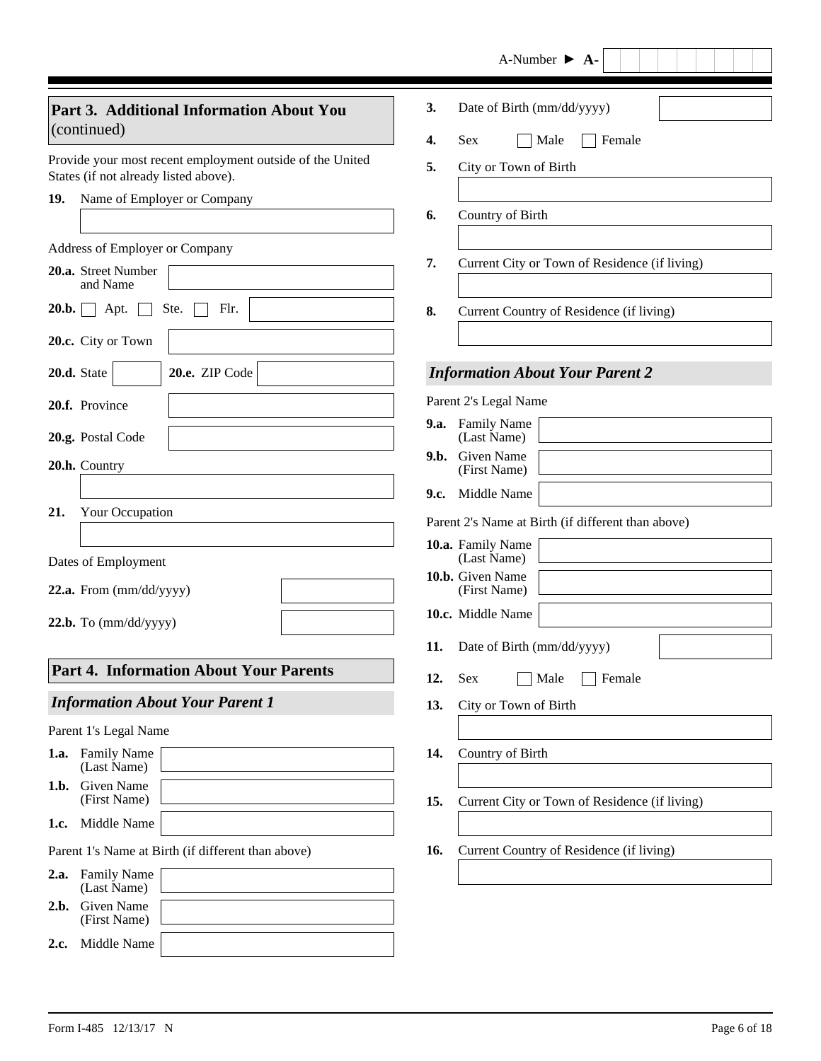A-Number ► A-

## Part 3. Additional Information About You (continued)

Provide your most recent employment outside of the United States (if not already listed above).

**19.** Name of Employer or Company

Address of Employer or Company

**20.a.** Street Number and Name

**20.b.** ☐ Apt. ☐ Ste. ☐ Flr.

**20.c.** City or Town

**20.d.** State **20.e.** ZIP Code

**20.f.** Province

**20.g.** Postal Code

**20.h.** Country

**21.** Your Occupation

Dates of Employment

**22.a.** From (mm/dd/yyyy)

**22.b.** To (mm/dd/yyyy)

## Part 4. Information About Your Parents

### *Information About Your Parent 1*

Parent 1's Legal Name

**1.a.** Family Name (Last Name)

**1.b.** Given Name (First Name)

**1.c.** Middle Name

Parent 1's Name at Birth (if different than above)

**2.a.** Family Name (Last Name)

**2.b.** Given Name (First Name)

**2.c.** Middle Name

**3.** Date of Birth (mm/dd/yyyy)

**4.** Sex ☐ Male ☐ Female

**5.** City or Town of Birth

**6.** Country of Birth

**7.** Current City or Town of Residence (if living)

**8.** Current Country of Residence (if living)

### *Information About Your Parent 2*

Parent 2's Legal Name

**9.a.** Family Name (Last Name)

**9.b.** Given Name (First Name)

**9.c.** Middle Name

Parent 2's Name at Birth (if different than above)

**10.a.** Family Name (Last Name)

**10.b.** Given Name (First Name)

**10.c.** Middle Name

**11.** Date of Birth (mm/dd/yyyy)

**12.** Sex ☐ Male ☐ Female

**13.** City or Town of Birth

**14.** Country of Birth

**15.** Current City or Town of Residence (if living)

**16.** Current Country of Residence (if living)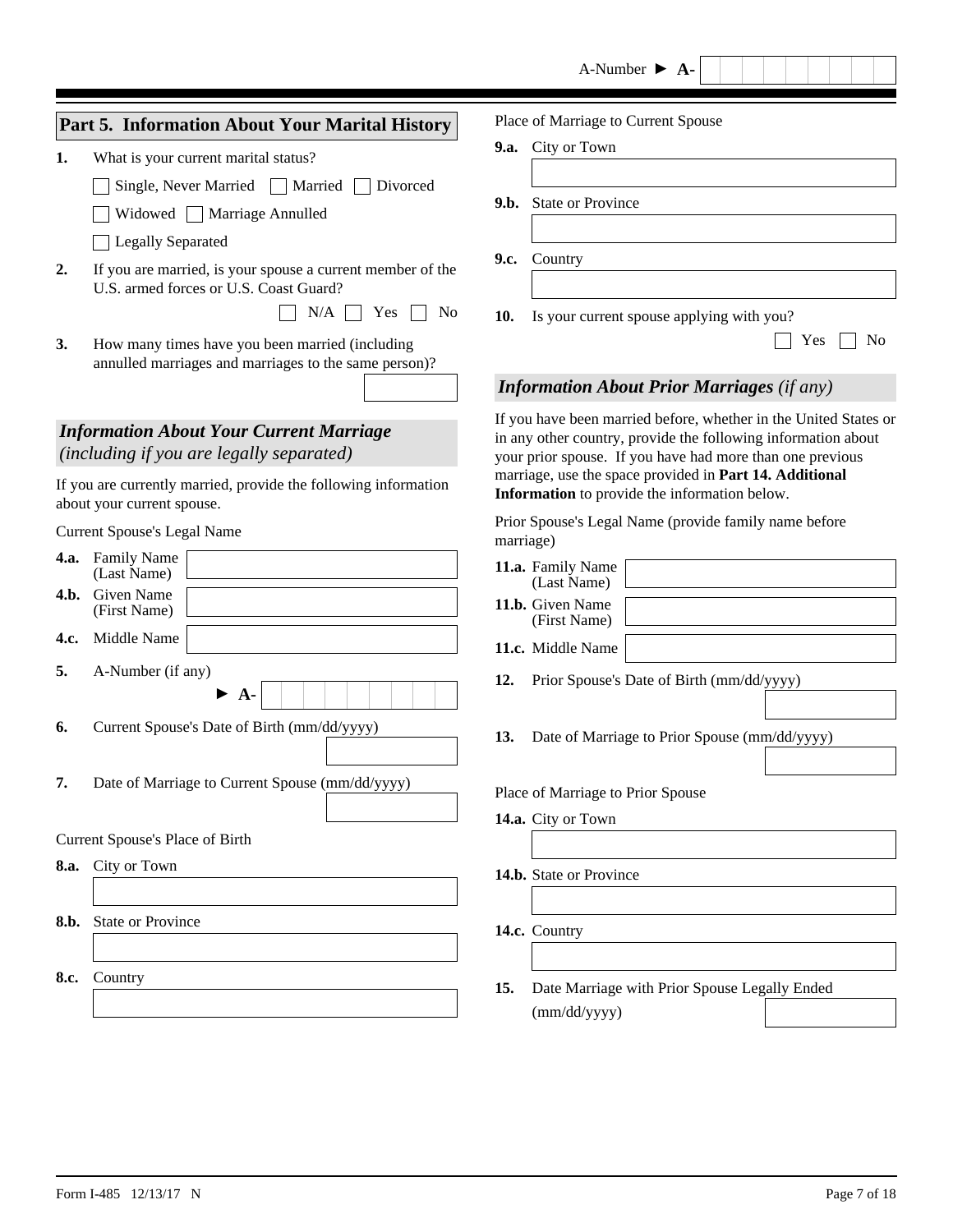A-Number ► A-

## Part 5. Information About Your Marital History

**1.** What is your current marital status?

☐ Single, Never Married ☐ Married ☐ Divorced

☐ Widowed ☐ Marriage Annulled

☐ Legally Separated

**2.** If you are married, is your spouse a current member of the U.S. armed forces or U.S. Coast Guard?

☐ N/A ☐ Yes ☐ No

**3.** How many times have you been married (including annulled marriages and marriages to the same person)?

### *Information About Your Current Marriage (including if you are legally separated)*

If you are currently married, provide the following information about your current spouse.

Current Spouse's Legal Name

**4.a.** Family Name (Last Name)

**4.b.** Given Name (First Name)

**4.c.** Middle Name

**5.** A-Number (if any)

► A-

**6.** Current Spouse's Date of Birth (mm/dd/yyyy)

**7.** Date of Marriage to Current Spouse (mm/dd/yyyy)

Current Spouse's Place of Birth

**8.a.** City or Town

**8.b.** State or Province

**8.c.** Country

Place of Marriage to Current Spouse

**9.a.** City or Town

**9.b.** State or Province

**9.c.** Country

**10.** Is your current spouse applying with you?

☐ Yes ☐ No

### *Information About Prior Marriages (if any)*

If you have been married before, whether in the United States or in any other country, provide the following information about your prior spouse. If you have had more than one previous marriage, use the space provided in **Part 14. Additional Information** to provide the information below.

Prior Spouse's Legal Name (provide family name before marriage)

**11.a.** Family Name (Last Name)

**11.b.** Given Name (First Name)

**11.c.** Middle Name

**12.** Prior Spouse's Date of Birth (mm/dd/yyyy)

**13.** Date of Marriage to Prior Spouse (mm/dd/yyyy)

Place of Marriage to Prior Spouse

**14.a.** City or Town

**14.b.** State or Province

**14.c.** Country

**15.** Date Marriage with Prior Spouse Legally Ended (mm/dd/yyyy)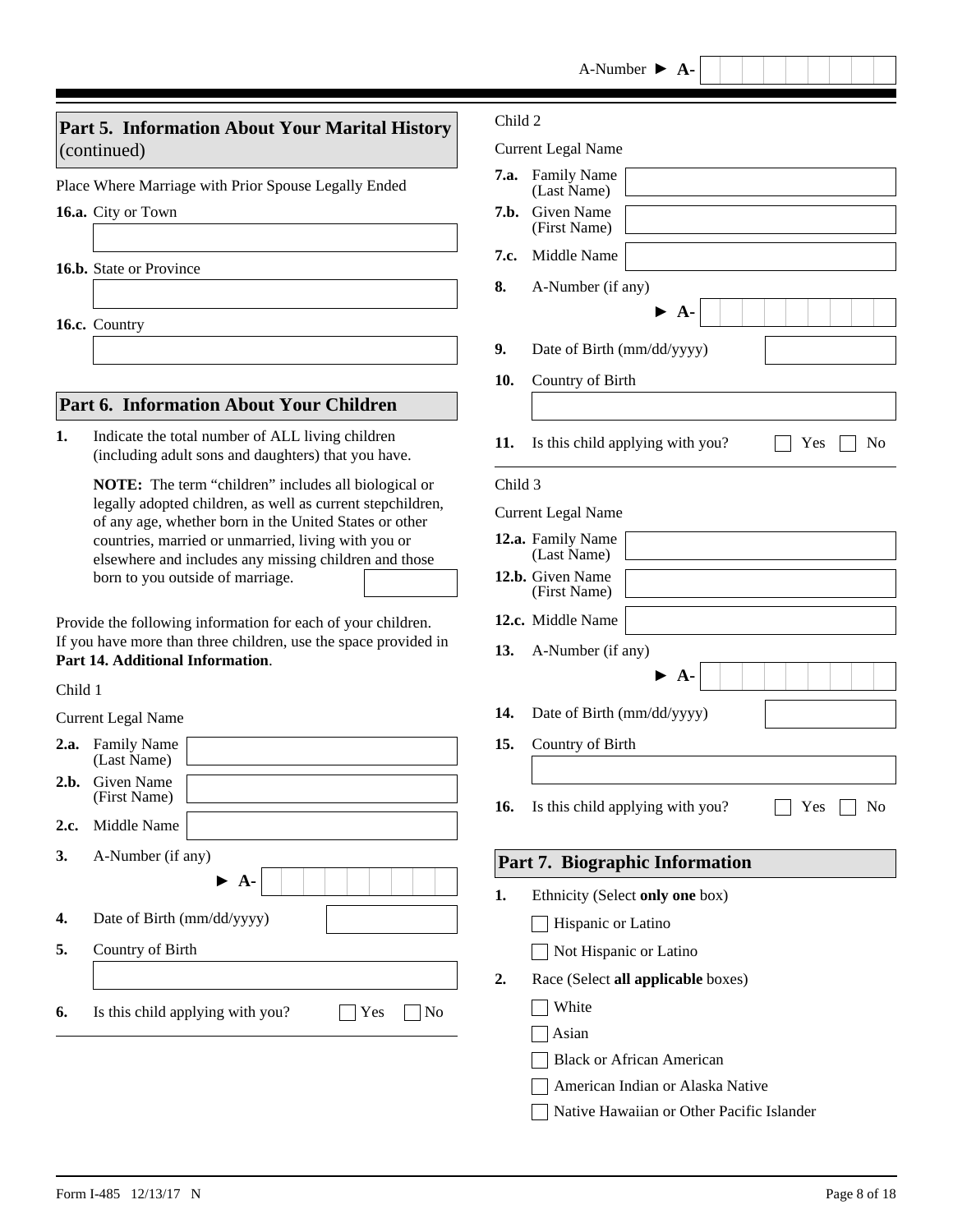A-Number ► A-

## Part 5. Information About Your Marital History (continued)

Place Where Marriage with Prior Spouse Legally Ended

**16.a.** City or Town

**16.b.** State or Province

**16.c.** Country

## Part 6. Information About Your Children

**1.** Indicate the total number of ALL living children (including adult sons and daughters) that you have.

**NOTE:** The term "children" includes all biological or legally adopted children, as well as current stepchildren, of any age, whether born in the United States or other countries, married or unmarried, living with you or elsewhere and includes any missing children and those born to you outside of marriage.

Provide the following information for each of your children. If you have more than three children, use the space provided in **Part 14. Additional Information**.

Child 1

Current Legal Name

**2.a.** Family Name (Last Name)

**2.b.** Given Name (First Name)

**2.c.** Middle Name

**3.** A-Number (if any) ► A-

**4.** Date of Birth (mm/dd/yyyy)

**5.** Country of Birth

**6.** Is this child applying with you? ☐ Yes ☐ No

Child 2

Current Legal Name

**7.a.** Family Name (Last Name)

**7.b.** Given Name (First Name)

**7.c.** Middle Name

**8.** A-Number (if any) ► A-

**9.** Date of Birth (mm/dd/yyyy)

**10.** Country of Birth

**11.** Is this child applying with you? ☐ Yes ☐ No

Child 3

Current Legal Name

**12.a.** Family Name (Last Name)

**12.b.** Given Name (First Name)

**12.c.** Middle Name

**13.** A-Number (if any) ► A-

**14.** Date of Birth (mm/dd/yyyy)

**15.** Country of Birth

**16.** Is this child applying with you? ☐ Yes ☐ No

## Part 7. Biographic Information

**1.** Ethnicity (Select **only one** box)

☐ Hispanic or Latino

☐ Not Hispanic or Latino

**2.** Race (Select **all applicable** boxes)

☐ White

☐ Asian

☐ Black or African American

☐ American Indian or Alaska Native

☐ Native Hawaiian or Other Pacific Islander

Form I-485 12/13/17 N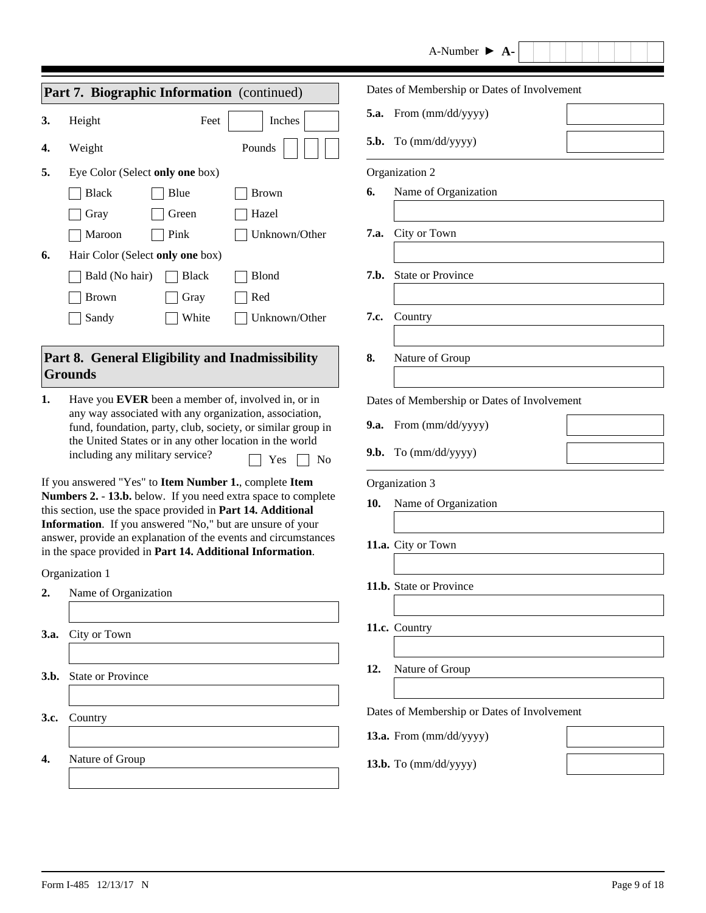A-Number ► A-

## Part 7. Biographic Information (continued)

**3.** Height Feet ___ Inches ___

**4.** Weight Pounds ___ ___ ___

**5.** Eye Color (Select **only one** box)

☐ Black ☐ Blue ☐ Brown
☐ Gray ☐ Green ☐ Hazel
☐ Maroon ☐ Pink ☐ Unknown/Other

**6.** Hair Color (Select **only one** box)

☐ Bald (No hair) ☐ Black ☐ Blond
☐ Brown ☐ Gray ☐ Red
☐ Sandy ☐ White ☐ Unknown/Other

## Part 8. General Eligibility and Inadmissibility Grounds

**1.** Have you **EVER** been a member of, involved in, or in any way associated with any organization, association, fund, foundation, party, club, society, or similar group in the United States or in any other location in the world including any military service? ☐ Yes ☐ No

If you answered "Yes" to **Item Number 1.**, complete **Item Numbers 2. - 13.b.** below. If you need extra space to complete this section, use the space provided in **Part 14. Additional Information**. If you answered "No," but are unsure of your answer, provide an explanation of the events and circumstances in the space provided in **Part 14. Additional Information**.

Organization 1

**2.** Name of Organization

**3.a.** City or Town

**3.b.** State or Province

**3.c.** Country

**4.** Nature of Group

Dates of Membership or Dates of Involvement

**5.a.** From (mm/dd/yyyy)

**5.b.** To (mm/dd/yyyy)

Organization 2

**6.** Name of Organization

**7.a.** City or Town

**7.b.** State or Province

**7.c.** Country

**8.** Nature of Group

Dates of Membership or Dates of Involvement

**9.a.** From (mm/dd/yyyy)

**9.b.** To (mm/dd/yyyy)

Organization 3

**10.** Name of Organization

**11.a.** City or Town

**11.b.** State or Province

**11.c.** Country

**12.** Nature of Group

Dates of Membership or Dates of Involvement

**13.a.** From (mm/dd/yyyy)

**13.b.** To (mm/dd/yyyy)

Form I-485 12/13/17 N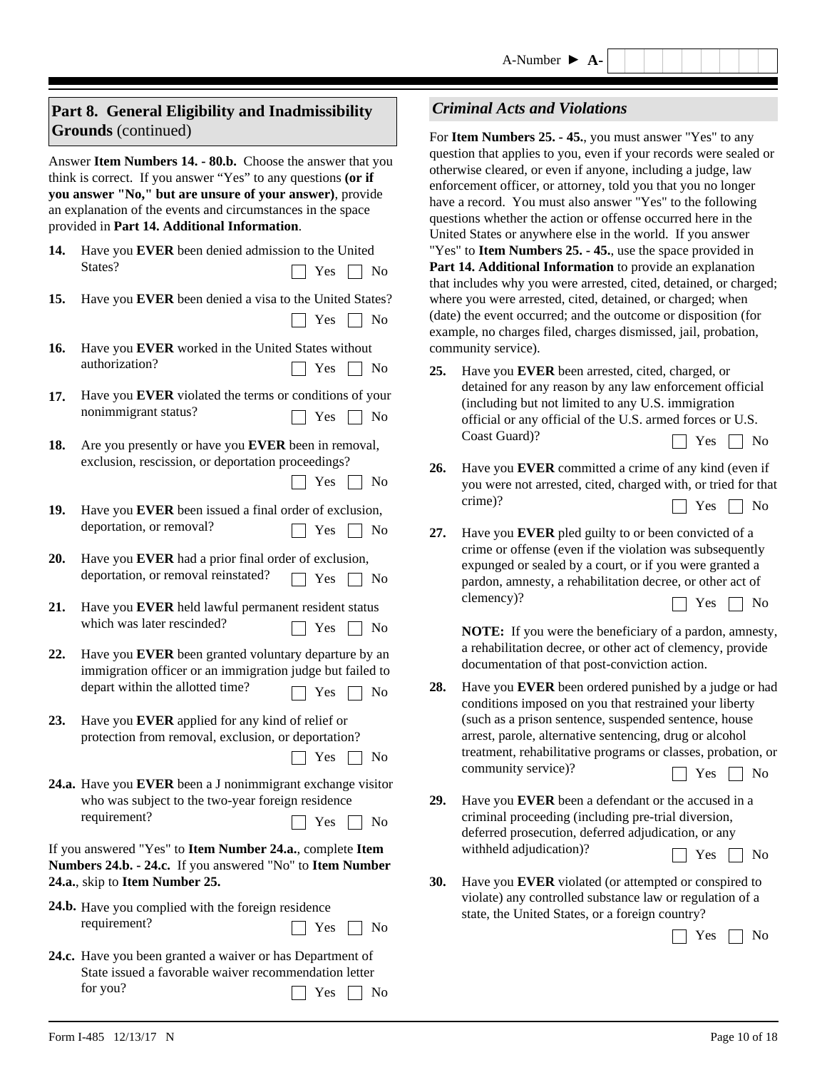A-Number ► A-

## Part 8. General Eligibility and Inadmissibility Grounds (continued)

Answer **Item Numbers 14. - 80.b.** Choose the answer that you think is correct. If you answer "Yes" to any questions **(or if you answer "No," but are unsure of your answer)**, provide an explanation of the events and circumstances in the space provided in **Part 14. Additional Information**.

**14.** Have you **EVER** been denied admission to the United States? ☐ Yes ☐ No

**15.** Have you **EVER** been denied a visa to the United States? ☐ Yes ☐ No

**16.** Have you **EVER** worked in the United States without authorization? ☐ Yes ☐ No

**17.** Have you **EVER** violated the terms or conditions of your nonimmigrant status? ☐ Yes ☐ No

**18.** Are you presently or have you **EVER** been in removal, exclusion, rescission, or deportation proceedings? ☐ Yes ☐ No

**19.** Have you **EVER** been issued a final order of exclusion, deportation, or removal? ☐ Yes ☐ No

**20.** Have you **EVER** had a prior final order of exclusion, deportation, or removal reinstated? ☐ Yes ☐ No

**21.** Have you **EVER** held lawful permanent resident status which was later rescinded? ☐ Yes ☐ No

**22.** Have you **EVER** been granted voluntary departure by an immigration officer or an immigration judge but failed to depart within the allotted time? ☐ Yes ☐ No

**23.** Have you **EVER** applied for any kind of relief or protection from removal, exclusion, or deportation? ☐ Yes ☐ No

**24.a.** Have you **EVER** been a J nonimmigrant exchange visitor who was subject to the two-year foreign residence requirement? ☐ Yes ☐ No

If you answered "Yes" to **Item Number 24.a.**, complete **Item Numbers 24.b. - 24.c.** If you answered "No" to **Item Number 24.a.**, skip to **Item Number 25.**

**24.b.** Have you complied with the foreign residence requirement? ☐ Yes ☐ No

**24.c.** Have you been granted a waiver or has Department of State issued a favorable waiver recommendation letter for you? ☐ Yes ☐ No

### *Criminal Acts and Violations*

For **Item Numbers 25. - 45.**, you must answer "Yes" to any question that applies to you, even if your records were sealed or otherwise cleared, or even if anyone, including a judge, law enforcement officer, or attorney, told you that you no longer have a record. You must also answer "Yes" to the following questions whether the action or offense occurred here in the United States or anywhere else in the world. If you answer "Yes" to **Item Numbers 25. - 45.**, use the space provided in **Part 14. Additional Information** to provide an explanation that includes why you were arrested, cited, detained, or charged; where you were arrested, cited, detained, or charged; when (date) the event occurred; and the outcome or disposition (for example, no charges filed, charges dismissed, jail, probation, community service).

**25.** Have you **EVER** been arrested, cited, charged, or detained for any reason by any law enforcement official (including but not limited to any U.S. immigration official or any official of the U.S. armed forces or U.S. Coast Guard)? ☐ Yes ☐ No

**26.** Have you **EVER** committed a crime of any kind (even if you were not arrested, cited, charged with, or tried for that crime)? ☐ Yes ☐ No

**27.** Have you **EVER** pled guilty to or been convicted of a crime or offense (even if the violation was subsequently expunged or sealed by a court, or if you were granted a pardon, amnesty, a rehabilitation decree, or other act of clemency)? ☐ Yes ☐ No

**NOTE:** If you were the beneficiary of a pardon, amnesty, a rehabilitation decree, or other act of clemency, provide documentation of that post-conviction action.

**28.** Have you **EVER** been ordered punished by a judge or had conditions imposed on you that restrained your liberty (such as a prison sentence, suspended sentence, house arrest, parole, alternative sentencing, drug or alcohol treatment, rehabilitative programs or classes, probation, or community service)? ☐ Yes ☐ No

**29.** Have you **EVER** been a defendant or the accused in a criminal proceeding (including pre-trial diversion, deferred prosecution, deferred adjudication, or any withheld adjudication)? ☐ Yes ☐ No

**30.** Have you **EVER** violated (or attempted or conspired to violate) any controlled substance law or regulation of a state, the United States, or a foreign country? ☐ Yes ☐ No

Form I-485 12/13/17 N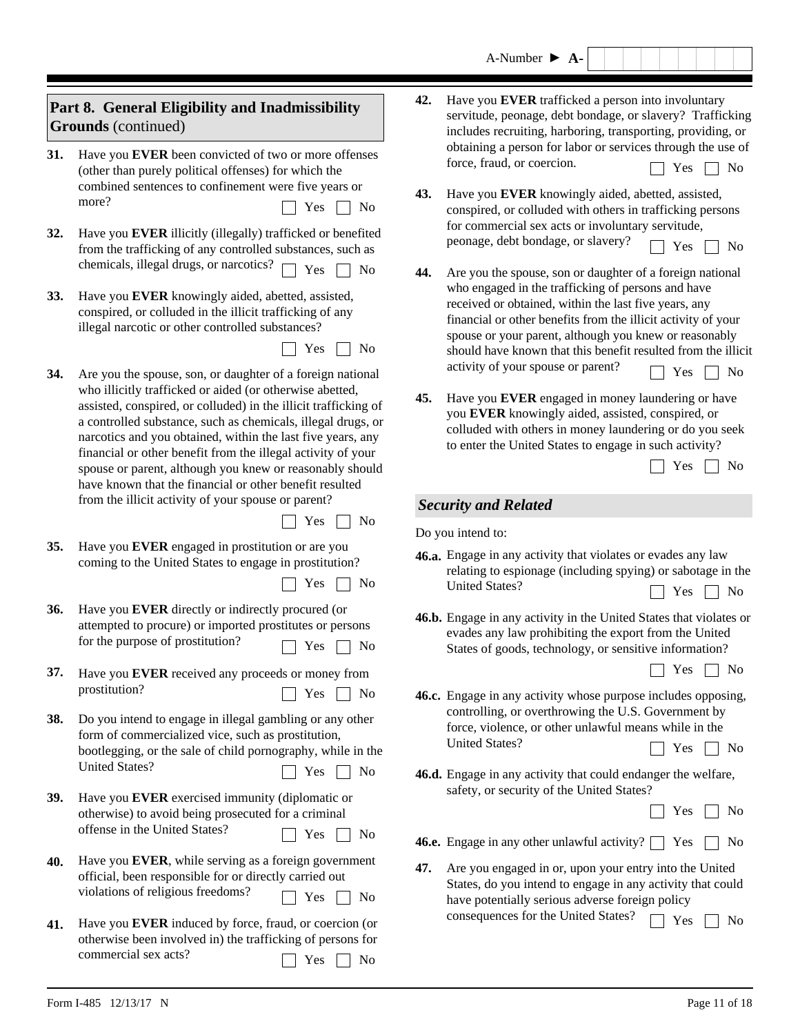A-Number ► A-

## Part 8. General Eligibility and Inadmissibility Grounds (continued)

**31.** Have you **EVER** been convicted of two or more offenses (other than purely political offenses) for which the combined sentences to confinement were five years or more? ☐ Yes ☐ No

**32.** Have you **EVER** illicitly (illegally) trafficked or benefited from the trafficking of any controlled substances, such as chemicals, illegal drugs, or narcotics? ☐ Yes ☐ No

**33.** Have you **EVER** knowingly aided, abetted, assisted, conspired, or colluded in the illicit trafficking of any illegal narcotic or other controlled substances? ☐ Yes ☐ No

**34.** Are you the spouse, son, or daughter of a foreign national who illicitly trafficked or aided (or otherwise abetted, assisted, conspired, or colluded) in the illicit trafficking of a controlled substance, such as chemicals, illegal drugs, or narcotics and you obtained, within the last five years, any financial or other benefit from the illegal activity of your spouse or parent, although you knew or reasonably should have known that the financial or other benefit resulted from the illicit activity of your spouse or parent? ☐ Yes ☐ No

**35.** Have you **EVER** engaged in prostitution or are you coming to the United States to engage in prostitution? ☐ Yes ☐ No

**36.** Have you **EVER** directly or indirectly procured (or attempted to procure) or imported prostitutes or persons for the purpose of prostitution? ☐ Yes ☐ No

**37.** Have you **EVER** received any proceeds or money from prostitution? ☐ Yes ☐ No

**38.** Do you intend to engage in illegal gambling or any other form of commercialized vice, such as prostitution, bootlegging, or the sale of child pornography, while in the United States? ☐ Yes ☐ No

**39.** Have you **EVER** exercised immunity (diplomatic or otherwise) to avoid being prosecuted for a criminal offense in the United States? ☐ Yes ☐ No

**40.** Have you **EVER**, while serving as a foreign government official, been responsible for or directly carried out violations of religious freedoms? ☐ Yes ☐ No

**41.** Have you **EVER** induced by force, fraud, or coercion (or otherwise been involved in) the trafficking of persons for commercial sex acts? ☐ Yes ☐ No

**42.** Have you **EVER** trafficked a person into involuntary servitude, peonage, debt bondage, or slavery? Trafficking includes recruiting, harboring, transporting, providing, or obtaining a person for labor or services through the use of force, fraud, or coercion. ☐ Yes ☐ No

**43.** Have you **EVER** knowingly aided, abetted, assisted, conspired, or colluded with others in trafficking persons for commercial sex acts or involuntary servitude, peonage, debt bondage, or slavery? ☐ Yes ☐ No

**44.** Are you the spouse, son or daughter of a foreign national who engaged in the trafficking of persons and have received or obtained, within the last five years, any financial or other benefits from the illicit activity of your spouse or your parent, although you knew or reasonably should have known that this benefit resulted from the illicit activity of your spouse or parent? ☐ Yes ☐ No

**45.** Have you **EVER** engaged in money laundering or have you **EVER** knowingly aided, assisted, conspired, or colluded with others in money laundering or do you seek to enter the United States to engage in such activity? ☐ Yes ☐ No

### *Security and Related*

Do you intend to:

**46.a.** Engage in any activity that violates or evades any law relating to espionage (including spying) or sabotage in the United States? ☐ Yes ☐ No

**46.b.** Engage in any activity in the United States that violates or evades any law prohibiting the export from the United States of goods, technology, or sensitive information? ☐ Yes ☐ No

**46.c.** Engage in any activity whose purpose includes opposing, controlling, or overthrowing the U.S. Government by force, violence, or other unlawful means while in the United States? ☐ Yes ☐ No

**46.d.** Engage in any activity that could endanger the welfare, safety, or security of the United States? ☐ Yes ☐ No

**46.e.** Engage in any other unlawful activity? ☐ Yes ☐ No

**47.** Are you engaged in or, upon your entry into the United States, do you intend to engage in any activity that could have potentially serious adverse foreign policy consequences for the United States? ☐ Yes ☐ No

Form I-485 12/13/17 N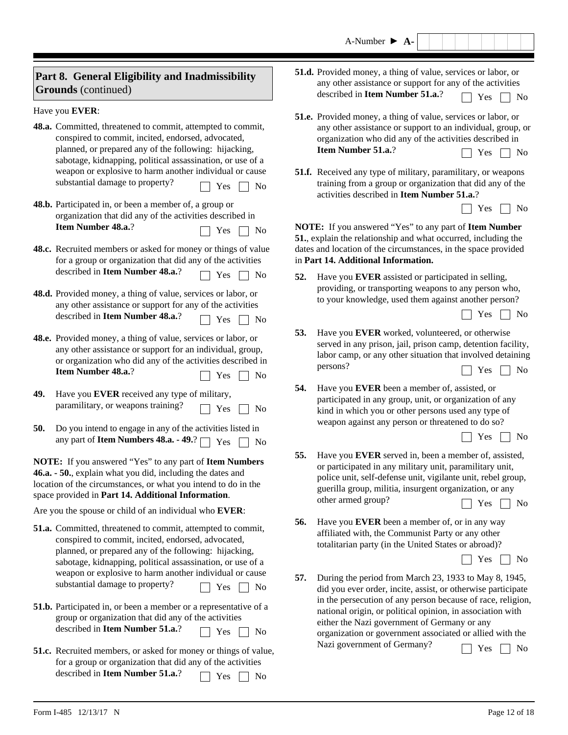A-Number ► A-

## Part 8. General Eligibility and Inadmissibility Grounds (continued)

Have you **EVER**:

**48.a.** Committed, threatened to commit, attempted to commit, conspired to commit, incited, endorsed, advocated, planned, or prepared any of the following: hijacking, sabotage, kidnapping, political assassination, or use of a weapon or explosive to harm another individual or cause substantial damage to property? ☐ Yes ☐ No

**48.b.** Participated in, or been a member of, a group or organization that did any of the activities described in **Item Number 48.a.**? ☐ Yes ☐ No

**48.c.** Recruited members or asked for money or things of value for a group or organization that did any of the activities described in **Item Number 48.a.**? ☐ Yes ☐ No

**48.d.** Provided money, a thing of value, services or labor, or any other assistance or support for any of the activities described in **Item Number 48.a.**? ☐ Yes ☐ No

**48.e.** Provided money, a thing of value, services or labor, or any other assistance or support for an individual, group, or organization who did any of the activities described in **Item Number 48.a.**? ☐ Yes ☐ No

**49.** Have you **EVER** received any type of military, paramilitary, or weapons training? ☐ Yes ☐ No

**50.** Do you intend to engage in any of the activities listed in any part of **Item Numbers 48.a. - 49.**? ☐ Yes ☐ No

**NOTE:** If you answered "Yes" to any part of **Item Numbers 46.a. - 50.**, explain what you did, including the dates and location of the circumstances, or what you intend to do in the space provided in **Part 14. Additional Information**.

Are you the spouse or child of an individual who **EVER**:

**51.a.** Committed, threatened to commit, attempted to commit, conspired to commit, incited, endorsed, advocated, planned, or prepared any of the following: hijacking, sabotage, kidnapping, political assassination, or use of a weapon or explosive to harm another individual or cause substantial damage to property? ☐ Yes ☐ No

**51.b.** Participated in, or been a member or a representative of a group or organization that did any of the activities described in **Item Number 51.a.**? ☐ Yes ☐ No

**51.c.** Recruited members, or asked for money or things of value, for a group or organization that did any of the activities described in **Item Number 51.a.**? ☐ Yes ☐ No

**51.d.** Provided money, a thing of value, services or labor, or any other assistance or support for any of the activities described in **Item Number 51.a.**? ☐ Yes ☐ No

**51.e.** Provided money, a thing of value, services or labor, or any other assistance or support to an individual, group, or organization who did any of the activities described in **Item Number 51.a.**? ☐ Yes ☐ No

**51.f.** Received any type of military, paramilitary, or weapons training from a group or organization that did any of the activities described in **Item Number 51.a.**? ☐ Yes ☐ No

**NOTE:** If you answered "Yes" to any part of **Item Number 51.**, explain the relationship and what occurred, including the dates and location of the circumstances, in the space provided in **Part 14. Additional Information.**

**52.** Have you **EVER** assisted or participated in selling, providing, or transporting weapons to any person who, to your knowledge, used them against another person? ☐ Yes ☐ No

**53.** Have you **EVER** worked, volunteered, or otherwise served in any prison, jail, prison camp, detention facility, labor camp, or any other situation that involved detaining persons? ☐ Yes ☐ No

**54.** Have you **EVER** been a member of, assisted, or participated in any group, unit, or organization of any kind in which you or other persons used any type of weapon against any person or threatened to do so? ☐ Yes ☐ No

**55.** Have you **EVER** served in, been a member of, assisted, or participated in any military unit, paramilitary unit, police unit, self-defense unit, vigilante unit, rebel group, guerilla group, militia, insurgent organization, or any other armed group? ☐ Yes ☐ No

**56.** Have you **EVER** been a member of, or in any way affiliated with, the Communist Party or any other totalitarian party (in the United States or abroad)? ☐ Yes ☐ No

**57.** During the period from March 23, 1933 to May 8, 1945, did you ever order, incite, assist, or otherwise participate in the persecution of any person because of race, religion, national origin, or political opinion, in association with either the Nazi government of Germany or any organization or government associated or allied with the Nazi government of Germany? ☐ Yes ☐ No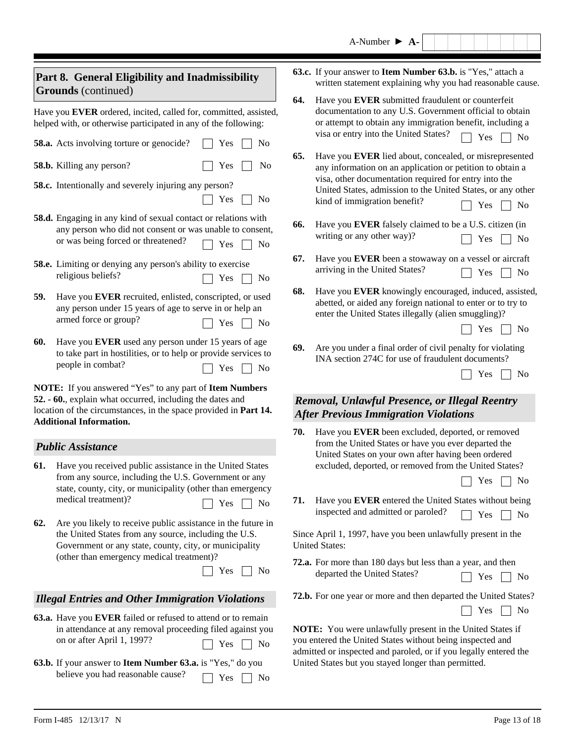A-Number ► A-

## Part 8. General Eligibility and Inadmissibility Grounds (continued)

Have you **EVER** ordered, incited, called for, committed, assisted, helped with, or otherwise participated in any of the following:

**58.a.** Acts involving torture or genocide? ☐ Yes ☐ No

**58.b.** Killing any person? ☐ Yes ☐ No

**58.c.** Intentionally and severely injuring any person? ☐ Yes ☐ No

**58.d.** Engaging in any kind of sexual contact or relations with any person who did not consent or was unable to consent, or was being forced or threatened? ☐ Yes ☐ No

**58.e.** Limiting or denying any person's ability to exercise religious beliefs? ☐ Yes ☐ No

**59.** Have you **EVER** recruited, enlisted, conscripted, or used any person under 15 years of age to serve in or help an armed force or group? ☐ Yes ☐ No

**60.** Have you **EVER** used any person under 15 years of age to take part in hostilities, or to help or provide services to people in combat? ☐ Yes ☐ No

**NOTE:** If you answered "Yes" to any part of **Item Numbers 52. - 60.**, explain what occurred, including the dates and location of the circumstances, in the space provided in **Part 14. Additional Information.**

### *Public Assistance*

**61.** Have you received public assistance in the United States from any source, including the U.S. Government or any state, county, city, or municipality (other than emergency medical treatment)? ☐ Yes ☐ No

**62.** Are you likely to receive public assistance in the future in the United States from any source, including the U.S. Government or any state, county, city, or municipality (other than emergency medical treatment)? ☐ Yes ☐ No

### *Illegal Entries and Other Immigration Violations*

**63.a.** Have you **EVER** failed or refused to attend or to remain in attendance at any removal proceeding filed against you on or after April 1, 1997? ☐ Yes ☐ No

**63.b.** If your answer to **Item Number 63.a.** is "Yes," do you believe you had reasonable cause? ☐ Yes ☐ No

**63.c.** If your answer to **Item Number 63.b.** is "Yes," attach a written statement explaining why you had reasonable cause.

**64.** Have you **EVER** submitted fraudulent or counterfeit documentation to any U.S. Government official to obtain or attempt to obtain any immigration benefit, including a visa or entry into the United States? ☐ Yes ☐ No

**65.** Have you **EVER** lied about, concealed, or misrepresented any information on an application or petition to obtain a visa, other documentation required for entry into the United States, admission to the United States, or any other kind of immigration benefit? ☐ Yes ☐ No

**66.** Have you **EVER** falsely claimed to be a U.S. citizen (in writing or any other way)? ☐ Yes ☐ No

**67.** Have you **EVER** been a stowaway on a vessel or aircraft arriving in the United States? ☐ Yes ☐ No

**68.** Have you **EVER** knowingly encouraged, induced, assisted, abetted, or aided any foreign national to enter or to try to enter the United States illegally (alien smuggling)? ☐ Yes ☐ No

**69.** Are you under a final order of civil penalty for violating INA section 274C for use of fraudulent documents? ☐ Yes ☐ No

### *Removal, Unlawful Presence, or Illegal Reentry After Previous Immigration Violations*

**70.** Have you **EVER** been excluded, deported, or removed from the United States or have you ever departed the United States on your own after having been ordered excluded, deported, or removed from the United States? ☐ Yes ☐ No

**71.** Have you **EVER** entered the United States without being inspected and admitted or paroled? ☐ Yes ☐ No

Since April 1, 1997, have you been unlawfully present in the United States:

**72.a.** For more than 180 days but less than a year, and then departed the United States? ☐ Yes ☐ No

**72.b.** For one year or more and then departed the United States? ☐ Yes ☐ No

**NOTE:** You were unlawfully present in the United States if you entered the United States without being inspected and admitted or inspected and paroled, or if you legally entered the United States but you stayed longer than permitted.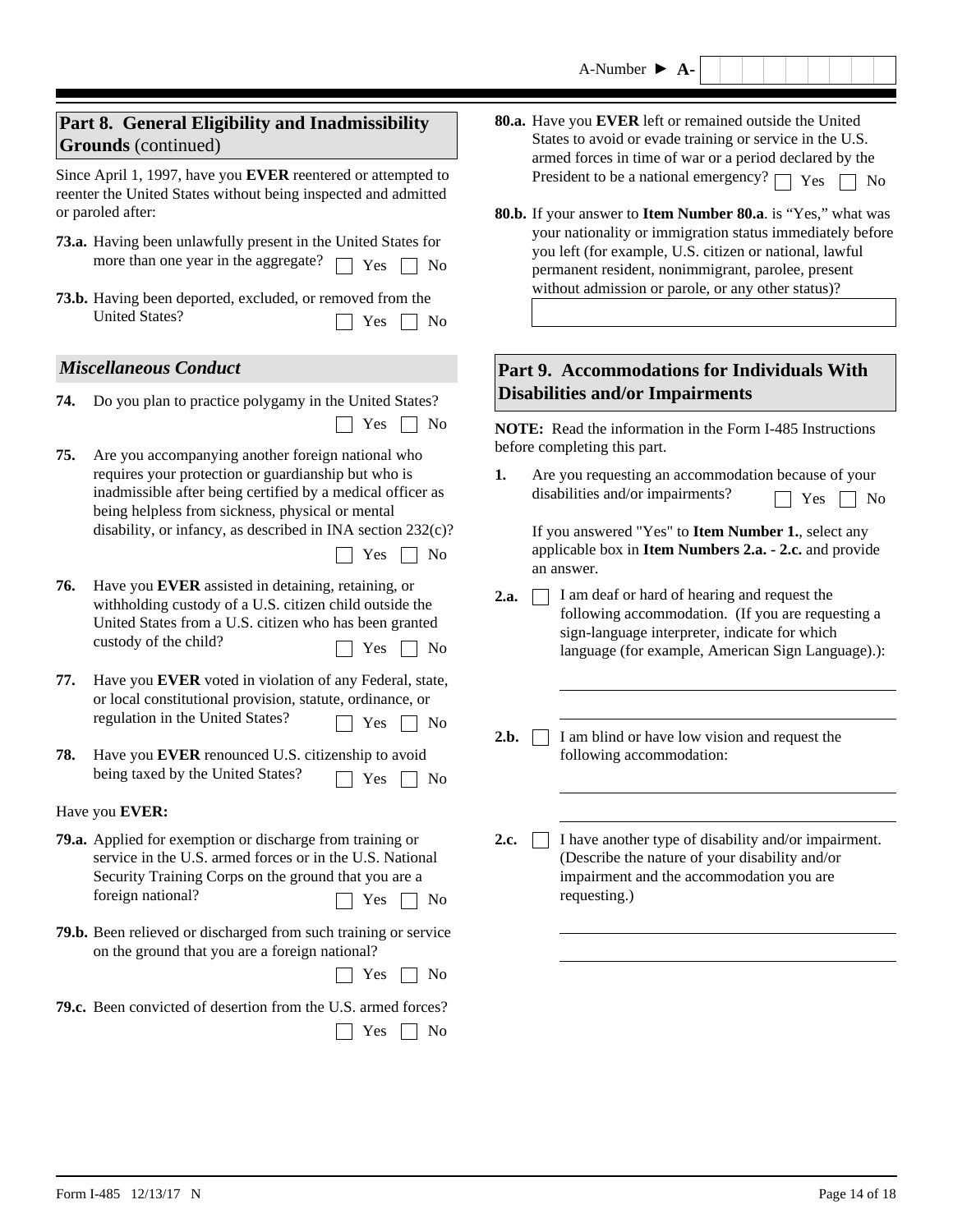A-Number ► A-

## Part 8. General Eligibility and Inadmissibility Grounds (continued)

Since April 1, 1997, have you **EVER** reentered or attempted to reenter the United States without being inspected and admitted or paroled after:

**73.a.** Having been unlawfully present in the United States for more than one year in the aggregate? ☐ Yes ☐ No

**73.b.** Having been deported, excluded, or removed from the United States? ☐ Yes ☐ No

### *Miscellaneous Conduct*

**74.** Do you plan to practice polygamy in the United States? ☐ Yes ☐ No

**75.** Are you accompanying another foreign national who requires your protection or guardianship but who is inadmissible after being certified by a medical officer as being helpless from sickness, physical or mental disability, or infancy, as described in INA section 232(c)? ☐ Yes ☐ No

**76.** Have you **EVER** assisted in detaining, retaining, or withholding custody of a U.S. citizen child outside the United States from a U.S. citizen who has been granted custody of the child? ☐ Yes ☐ No

**77.** Have you **EVER** voted in violation of any Federal, state, or local constitutional provision, statute, ordinance, or regulation in the United States? ☐ Yes ☐ No

**78.** Have you **EVER** renounced U.S. citizenship to avoid being taxed by the United States? ☐ Yes ☐ No

Have you **EVER:**

**79.a.** Applied for exemption or discharge from training or service in the U.S. armed forces or in the U.S. National Security Training Corps on the ground that you are a foreign national? ☐ Yes ☐ No

**79.b.** Been relieved or discharged from such training or service on the ground that you are a foreign national? ☐ Yes ☐ No

**79.c.** Been convicted of desertion from the U.S. armed forces? ☐ Yes ☐ No

**80.a.** Have you **EVER** left or remained outside the United States to avoid or evade training or service in the U.S. armed forces in time of war or a period declared by the President to be a national emergency? ☐ Yes ☐ No

**80.b.** If your answer to **Item Number 80.a**. is "Yes," what was your nationality or immigration status immediately before you left (for example, U.S. citizen or national, lawful permanent resident, nonimmigrant, parolee, present without admission or parole, or any other status)?

______________________________

## Part 9. Accommodations for Individuals With Disabilities and/or Impairments

**NOTE:** Read the information in the Form I-485 Instructions before completing this part.

**1.** Are you requesting an accommodation because of your disabilities and/or impairments? ☐ Yes ☐ No

If you answered "Yes" to **Item Number 1.**, select any applicable box in **Item Numbers 2.a. - 2.c.** and provide an answer.

**2.a.** ☐ I am deaf or hard of hearing and request the following accommodation. (If you are requesting a sign-language interpreter, indicate for which language (for example, American Sign Language).):

______________________________

______________________________

**2.b.** ☐ I am blind or have low vision and request the following accommodation:

______________________________

______________________________

**2.c.** ☐ I have another type of disability and/or impairment. (Describe the nature of your disability and/or impairment and the accommodation you are requesting.)

______________________________

______________________________

Form I-485 12/13/17 N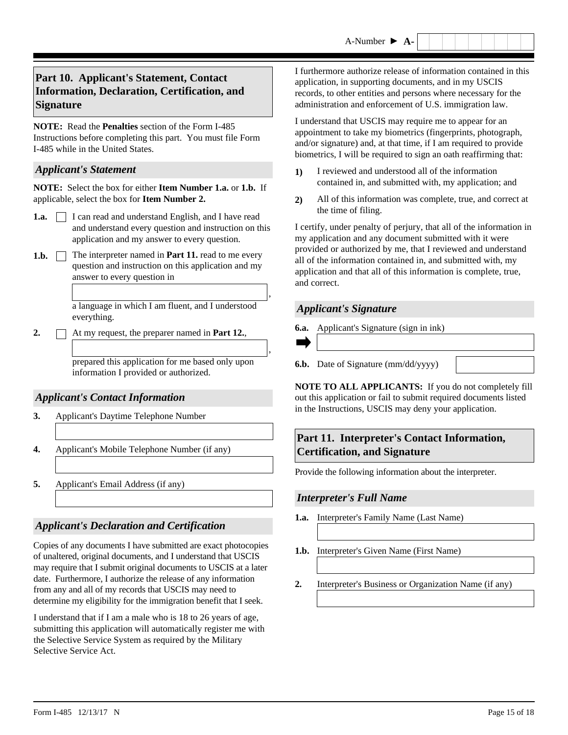A-Number ► A-

## Part 10. Applicant's Statement, Contact Information, Declaration, Certification, and Signature

**NOTE:** Read the **Penalties** section of the Form I-485 Instructions before completing this part. You must file Form I-485 while in the United States.

### *Applicant's Statement*

**NOTE:** Select the box for either **Item Number 1.a.** or **1.b.** If applicable, select the box for **Item Number 2.**

**1.a.** ☐ I can read and understand English, and I have read and understand every question and instruction on this application and my answer to every question.

**1.b.** ☐ The interpreter named in **Part 11.** read to me every question and instruction on this application and my answer to every question in

\_\_\_\_\_\_\_\_\_\_\_\_\_\_\_\_\_\_\_\_,

a language in which I am fluent, and I understood everything.

**2.** ☐ At my request, the preparer named in **Part 12.**,

\_\_\_\_\_\_\_\_\_\_\_\_\_\_\_\_\_\_\_\_,

prepared this application for me based only upon information I provided or authorized.

### *Applicant's Contact Information*

**3.** Applicant's Daytime Telephone Number

**4.** Applicant's Mobile Telephone Number (if any)

**5.** Applicant's Email Address (if any)

### *Applicant's Declaration and Certification*

Copies of any documents I have submitted are exact photocopies of unaltered, original documents, and I understand that USCIS may require that I submit original documents to USCIS at a later date. Furthermore, I authorize the release of any information from any and all of my records that USCIS may need to determine my eligibility for the immigration benefit that I seek.

I understand that if I am a male who is 18 to 26 years of age, submitting this application will automatically register me with the Selective Service System as required by the Military Selective Service Act.

I furthermore authorize release of information contained in this application, in supporting documents, and in my USCIS records, to other entities and persons where necessary for the administration and enforcement of U.S. immigration law.

I understand that USCIS may require me to appear for an appointment to take my biometrics (fingerprints, photograph, and/or signature) and, at that time, if I am required to provide biometrics, I will be required to sign an oath reaffirming that:

1) I reviewed and understood all of the information contained in, and submitted with, my application; and

2) All of this information was complete, true, and correct at the time of filing.

I certify, under penalty of perjury, that all of the information in my application and any document submitted with it were provided or authorized by me, that I reviewed and understand all of the information contained in, and submitted with, my application and that all of this information is complete, true, and correct.

### *Applicant's Signature*

**6.a.** Applicant's Signature (sign in ink)

➡

**6.b.** Date of Signature (mm/dd/yyyy)

**NOTE TO ALL APPLICANTS:** If you do not completely fill out this application or fail to submit required documents listed in the Instructions, USCIS may deny your application.

## Part 11. Interpreter's Contact Information, Certification, and Signature

Provide the following information about the interpreter.

### *Interpreter's Full Name*

**1.a.** Interpreter's Family Name (Last Name)

**1.b.** Interpreter's Given Name (First Name)

**2.** Interpreter's Business or Organization Name (if any)

Form I-485 12/13/17 N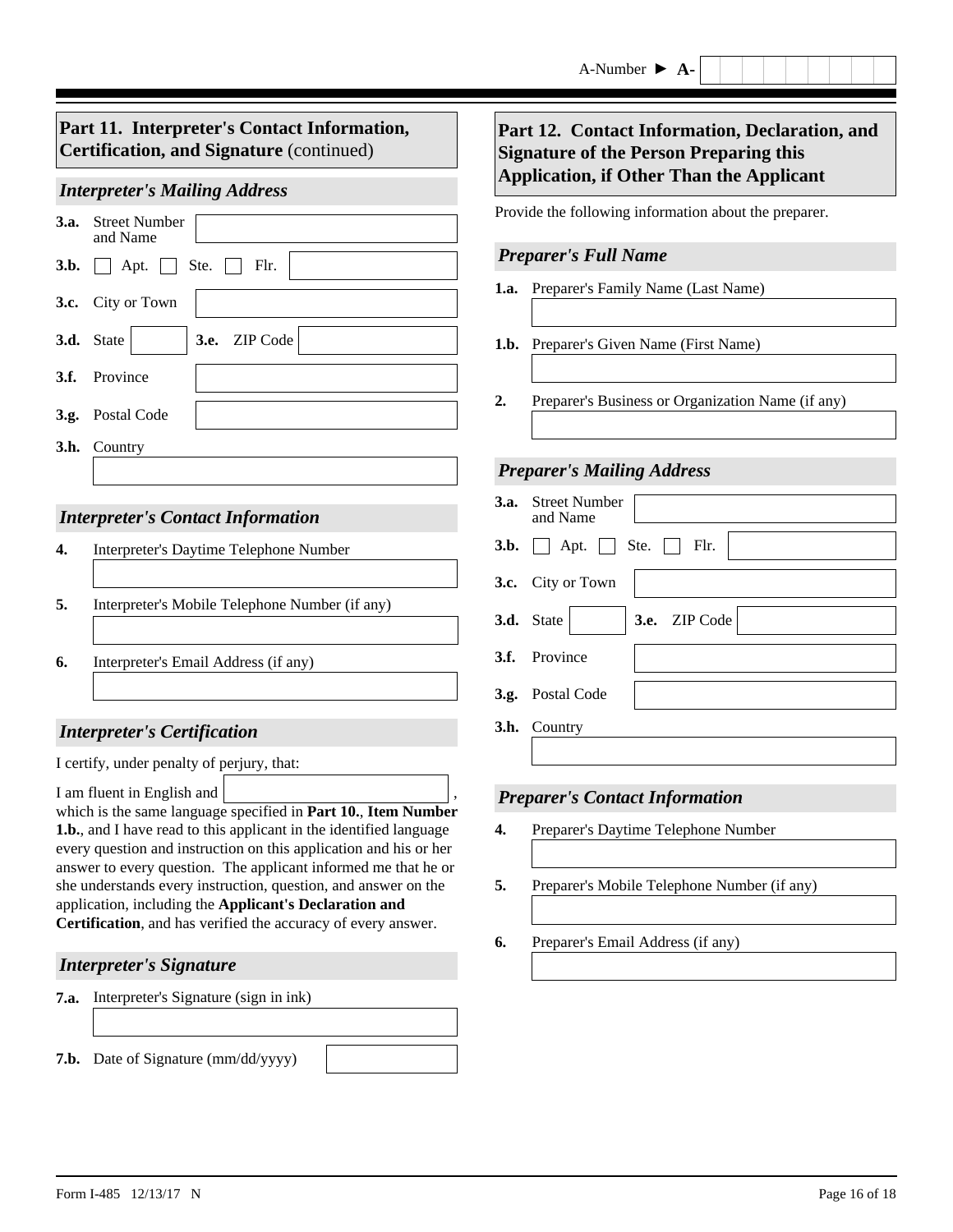A-Number ► A-

## Part 11. Interpreter's Contact Information, Certification, and Signature (continued)

### *Interpreter's Mailing Address*

**3.a.** Street Number and Name

**3.b.** ☐ Apt. ☐ Ste. ☐ Flr.

**3.c.** City or Town

**3.d.** State **3.e.** ZIP Code

**3.f.** Province

**3.g.** Postal Code

**3.h.** Country

### *Interpreter's Contact Information*

**4.** Interpreter's Daytime Telephone Number

**5.** Interpreter's Mobile Telephone Number (if any)

**6.** Interpreter's Email Address (if any)

### *Interpreter's Certification*

I certify, under penalty of perjury, that:

I am fluent in English and ____________, which is the same language specified in **Part 10.**, **Item Number 1.b.**, and I have read to this applicant in the identified language every question and instruction on this application and his or her answer to every question. The applicant informed me that he or she understands every instruction, question, and answer on the application, including the **Applicant's Declaration and Certification**, and has verified the accuracy of every answer.

### *Interpreter's Signature*

**7.a.** Interpreter's Signature (sign in ink)

**7.b.** Date of Signature (mm/dd/yyyy)

## Part 12. Contact Information, Declaration, and Signature of the Person Preparing this Application, if Other Than the Applicant

Provide the following information about the preparer.

### *Preparer's Full Name*

**1.a.** Preparer's Family Name (Last Name)

**1.b.** Preparer's Given Name (First Name)

**2.** Preparer's Business or Organization Name (if any)

### *Preparer's Mailing Address*

**3.a.** Street Number and Name

**3.b.** ☐ Apt. ☐ Ste. ☐ Flr.

**3.c.** City or Town

**3.d.** State **3.e.** ZIP Code

**3.f.** Province

**3.g.** Postal Code

**3.h.** Country

### *Preparer's Contact Information*

**4.** Preparer's Daytime Telephone Number

**5.** Preparer's Mobile Telephone Number (if any)

**6.** Preparer's Email Address (if any)

Form I-485 12/13/17 N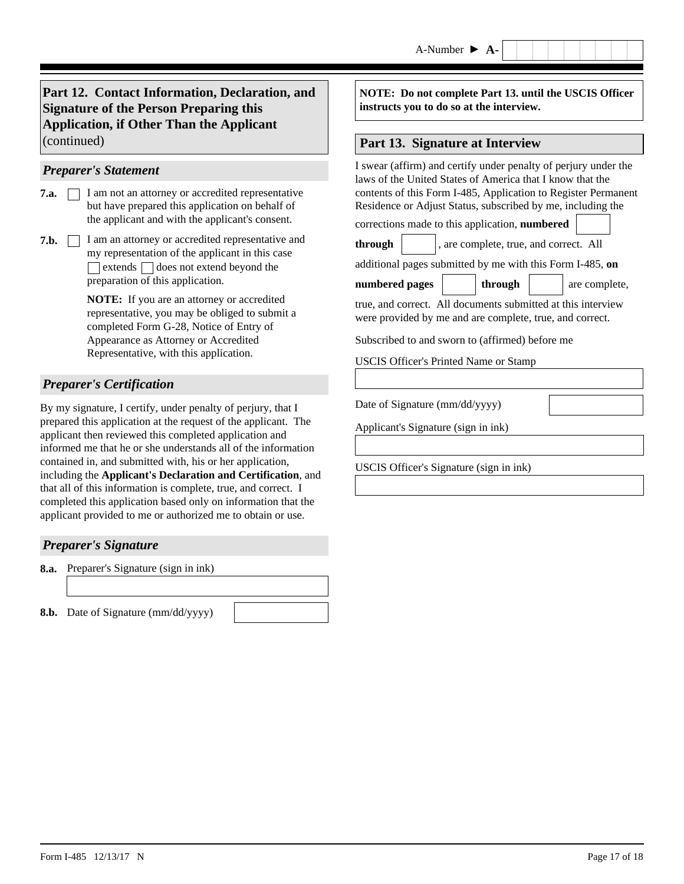A-Number ► A-

## Part 12. Contact Information, Declaration, and Signature of the Person Preparing this Application, if Other Than the Applicant (continued)

### *Preparer's Statement*

**7.a.** ☐ I am not an attorney or accredited representative but have prepared this application on behalf of the applicant and with the applicant's consent.

**7.b.** ☐ I am an attorney or accredited representative and my representation of the applicant in this case ☐ extends ☐ does not extend beyond the preparation of this application.

**NOTE:** If you are an attorney or accredited representative, you may be obliged to submit a completed Form G-28, Notice of Entry of Appearance as Attorney or Accredited Representative, with this application.

### *Preparer's Certification*

By my signature, I certify, under penalty of perjury, that I prepared this application at the request of the applicant. The applicant then reviewed this completed application and informed me that he or she understands all of the information contained in, and submitted with, his or her application, including the **Applicant's Declaration and Certification**, and that all of this information is complete, true, and correct. I completed this application based only on information that the applicant provided to me or authorized me to obtain or use.

### *Preparer's Signature*

**8.a.** Preparer's Signature (sign in ink)

**8.b.** Date of Signature (mm/dd/yyyy)

**NOTE: Do not complete Part 13. until the USCIS Officer instructs you to do so at the interview.**

## Part 13. Signature at Interview

I swear (affirm) and certify under penalty of perjury under the laws of the United States of America that I know that the contents of this Form I-485, Application to Register Permanent Residence or Adjust Status, subscribed by me, including the corrections made to this application, **numbered** ______ **through** ______, are complete, true, and correct. All additional pages submitted by me with this Form I-485, **on numbered pages** ______ **through** ______ are complete, true, and correct. All documents submitted at this interview were provided by me and are complete, true, and correct.

Subscribed to and sworn to (affirmed) before me

USCIS Officer's Printed Name or Stamp

Date of Signature (mm/dd/yyyy)

Applicant's Signature (sign in ink)

USCIS Officer's Signature (sign in ink)

Form I-485 12/13/17 N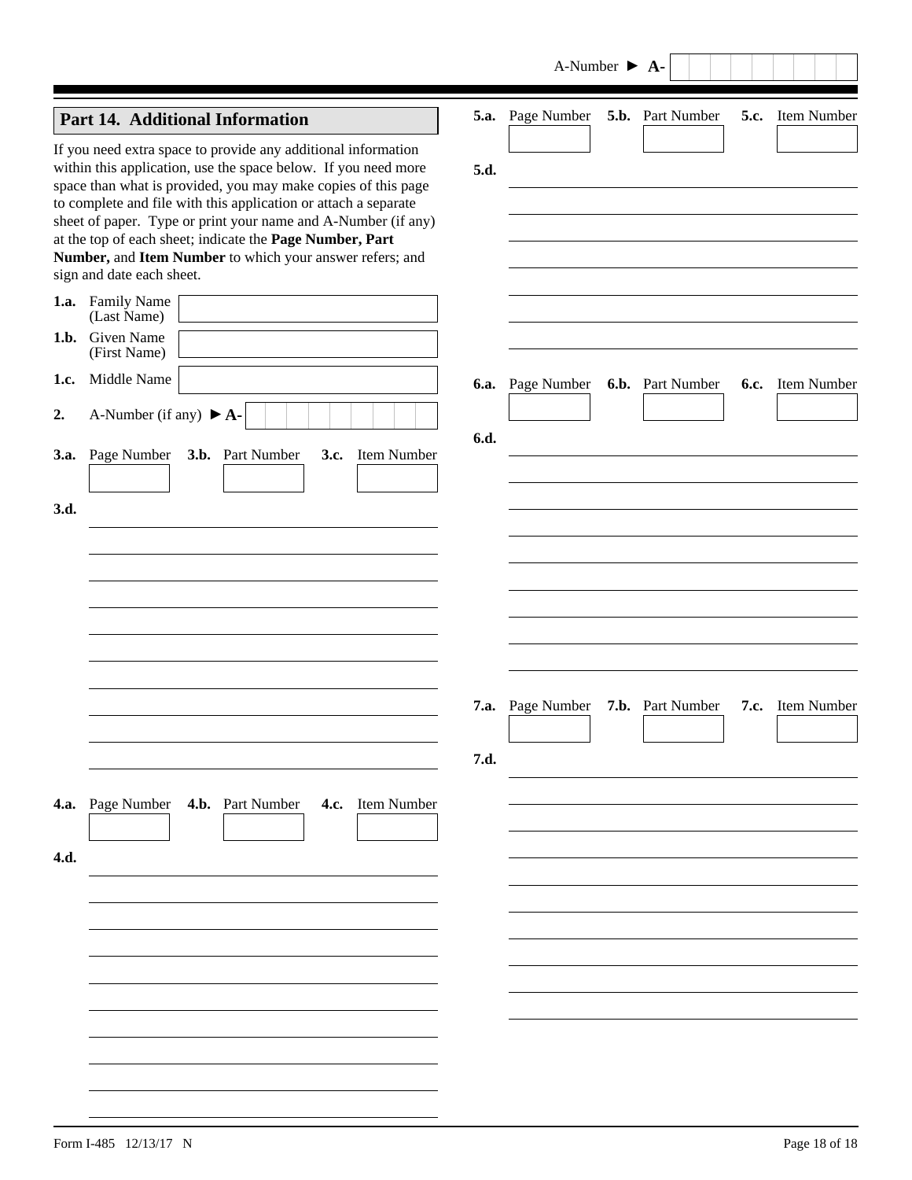A-Number ► A-

## Part 14. Additional Information

If you need extra space to provide any additional information within this application, use the space below. If you need more space than what is provided, you may make copies of this page to complete and file with this application or attach a separate sheet of paper. Type or print your name and A-Number (if any) at the top of each sheet; indicate the **Page Number, Part Number,** and **Item Number** to which your answer refers; and sign and date each sheet.

**1.a.** Family Name (Last Name)

**1.b.** Given Name (First Name)

**1.c.** Middle Name

**2.** A-Number (if any) ► **A-**

**3.a.** Page Number **3.b.** Part Number **3.c.** Item Number

**3.d.**

**4.a.** Page Number **4.b.** Part Number **4.c.** Item Number

**4.d.**

**5.a.** Page Number **5.b.** Part Number **5.c.** Item Number

**5.d.**

**6.a.** Page Number **6.b.** Part Number **6.c.** Item Number

**6.d.**

**7.a.** Page Number **7.b.** Part Number **7.c.** Item Number

**7.d.**

Form I-485 12/13/17 N